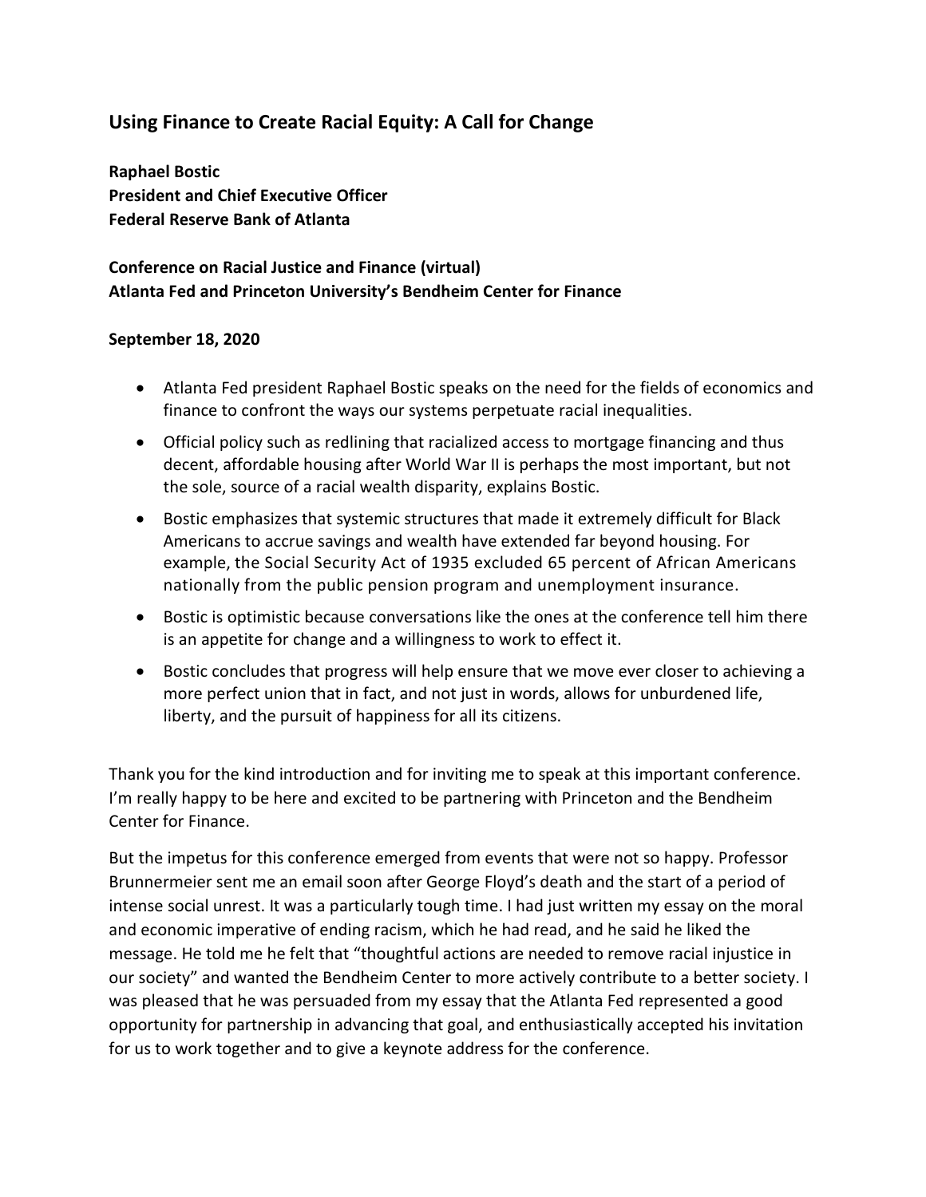## Using Finance to Create Racial Equity: A Call for Change

**Raphael Bostic**
**President and Chief Executive Officer**
**Federal Reserve Bank of Atlanta**

**Conference on Racial Justice and Finance (virtual)**
**Atlanta Fed and Princeton University's Bendheim Center for Finance**

**September 18, 2020**

- Atlanta Fed president Raphael Bostic speaks on the need for the fields of economics and finance to confront the ways our systems perpetuate racial inequalities.
- Official policy such as redlining that racialized access to mortgage financing and thus decent, affordable housing after World War II is perhaps the most important, but not the sole, source of a racial wealth disparity, explains Bostic.
- Bostic emphasizes that systemic structures that made it extremely difficult for Black Americans to accrue savings and wealth have extended far beyond housing. For example, the Social Security Act of 1935 excluded 65 percent of African Americans nationally from the public pension program and unemployment insurance.
- Bostic is optimistic because conversations like the ones at the conference tell him there is an appetite for change and a willingness to work to effect it.
- Bostic concludes that progress will help ensure that we move ever closer to achieving a more perfect union that in fact, and not just in words, allows for unburdened life, liberty, and the pursuit of happiness for all its citizens.

Thank you for the kind introduction and for inviting me to speak at this important conference. I'm really happy to be here and excited to be partnering with Princeton and the Bendheim Center for Finance.

But the impetus for this conference emerged from events that were not so happy. Professor Brunnermeier sent me an email soon after George Floyd's death and the start of a period of intense social unrest. It was a particularly tough time. I had just written my essay on the moral and economic imperative of ending racism, which he had read, and he said he liked the message. He told me he felt that "thoughtful actions are needed to remove racial injustice in our society" and wanted the Bendheim Center to more actively contribute to a better society. I was pleased that he was persuaded from my essay that the Atlanta Fed represented a good opportunity for partnership in advancing that goal, and enthusiastically accepted his invitation for us to work together and to give a keynote address for the conference.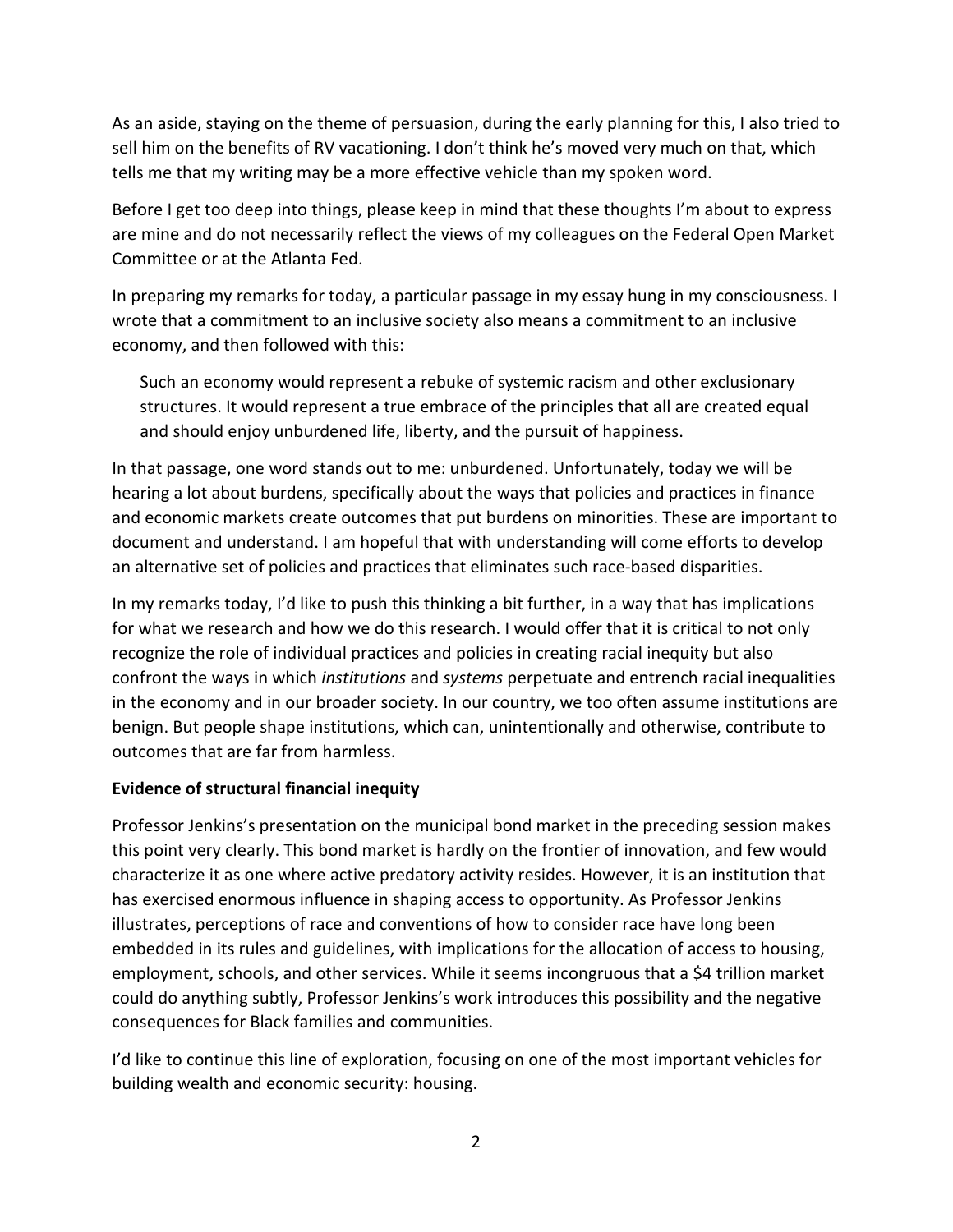As an aside, staying on the theme of persuasion, during the early planning for this, I also tried to sell him on the benefits of RV vacationing. I don't think he's moved very much on that, which tells me that my writing may be a more effective vehicle than my spoken word.

Before I get too deep into things, please keep in mind that these thoughts I'm about to express are mine and do not necessarily reflect the views of my colleagues on the Federal Open Market Committee or at the Atlanta Fed.

In preparing my remarks for today, a particular passage in my essay hung in my consciousness. I wrote that a commitment to an inclusive society also means a commitment to an inclusive economy, and then followed with this:

> Such an economy would represent a rebuke of systemic racism and other exclusionary structures. It would represent a true embrace of the principles that all are created equal and should enjoy unburdened life, liberty, and the pursuit of happiness.

In that passage, one word stands out to me: unburdened. Unfortunately, today we will be hearing a lot about burdens, specifically about the ways that policies and practices in finance and economic markets create outcomes that put burdens on minorities. These are important to document and understand. I am hopeful that with understanding will come efforts to develop an alternative set of policies and practices that eliminates such race-based disparities.

In my remarks today, I'd like to push this thinking a bit further, in a way that has implications for what we research and how we do this research. I would offer that it is critical to not only recognize the role of individual practices and policies in creating racial inequity but also confront the ways in which *institutions* and *systems* perpetuate and entrench racial inequalities in the economy and in our broader society. In our country, we too often assume institutions are benign. But people shape institutions, which can, unintentionally and otherwise, contribute to outcomes that are far from harmless.

**Evidence of structural financial inequity**

Professor Jenkins's presentation on the municipal bond market in the preceding session makes this point very clearly. This bond market is hardly on the frontier of innovation, and few would characterize it as one where active predatory activity resides. However, it is an institution that has exercised enormous influence in shaping access to opportunity. As Professor Jenkins illustrates, perceptions of race and conventions of how to consider race have long been embedded in its rules and guidelines, with implications for the allocation of access to housing, employment, schools, and other services. While it seems incongruous that a $4 trillion market could do anything subtly, Professor Jenkins's work introduces this possibility and the negative consequences for Black families and communities.

I'd like to continue this line of exploration, focusing on one of the most important vehicles for building wealth and economic security: housing.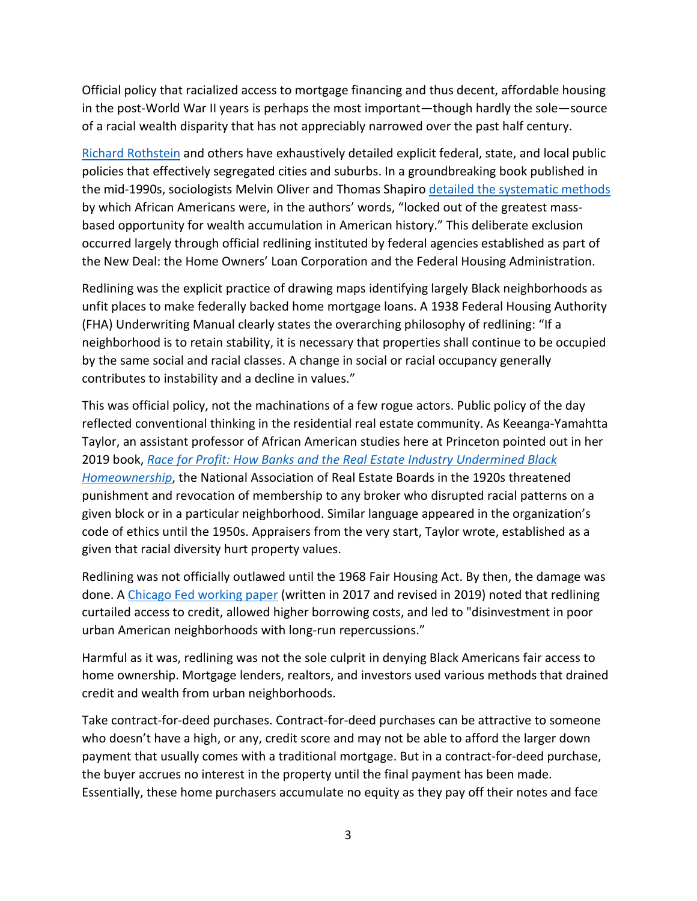Official policy that racialized access to mortgage financing and thus decent, affordable housing in the post-World War II years is perhaps the most important—though hardly the sole—source of a racial wealth disparity that has not appreciably narrowed over the past half century.

Richard Rothstein and others have exhaustively detailed explicit federal, state, and local public policies that effectively segregated cities and suburbs. In a groundbreaking book published in the mid-1990s, sociologists Melvin Oliver and Thomas Shapiro detailed the systematic methods by which African Americans were, in the authors' words, "locked out of the greatest mass-based opportunity for wealth accumulation in American history." This deliberate exclusion occurred largely through official redlining instituted by federal agencies established as part of the New Deal: the Home Owners' Loan Corporation and the Federal Housing Administration.

Redlining was the explicit practice of drawing maps identifying largely Black neighborhoods as unfit places to make federally backed home mortgage loans. A 1938 Federal Housing Authority (FHA) Underwriting Manual clearly states the overarching philosophy of redlining: "If a neighborhood is to retain stability, it is necessary that properties shall continue to be occupied by the same social and racial classes. A change in social or racial occupancy generally contributes to instability and a decline in values."

This was official policy, not the machinations of a few rogue actors. Public policy of the day reflected conventional thinking in the residential real estate community. As Keeanga-Yamahtta Taylor, an assistant professor of African American studies here at Princeton pointed out in her 2019 book, *Race for Profit: How Banks and the Real Estate Industry Undermined Black Homeownership*, the National Association of Real Estate Boards in the 1920s threatened punishment and revocation of membership to any broker who disrupted racial patterns on a given block or in a particular neighborhood. Similar language appeared in the organization's code of ethics until the 1950s. Appraisers from the very start, Taylor wrote, established as a given that racial diversity hurt property values.

Redlining was not officially outlawed until the 1968 Fair Housing Act. By then, the damage was done. A Chicago Fed working paper (written in 2017 and revised in 2019) noted that redlining curtailed access to credit, allowed higher borrowing costs, and led to "disinvestment in poor urban American neighborhoods with long-run repercussions."

Harmful as it was, redlining was not the sole culprit in denying Black Americans fair access to home ownership. Mortgage lenders, realtors, and investors used various methods that drained credit and wealth from urban neighborhoods.

Take contract-for-deed purchases. Contract-for-deed purchases can be attractive to someone who doesn't have a high, or any, credit score and may not be able to afford the larger down payment that usually comes with a traditional mortgage. But in a contract-for-deed purchase, the buyer accrues no interest in the property until the final payment has been made. Essentially, these home purchasers accumulate no equity as they pay off their notes and face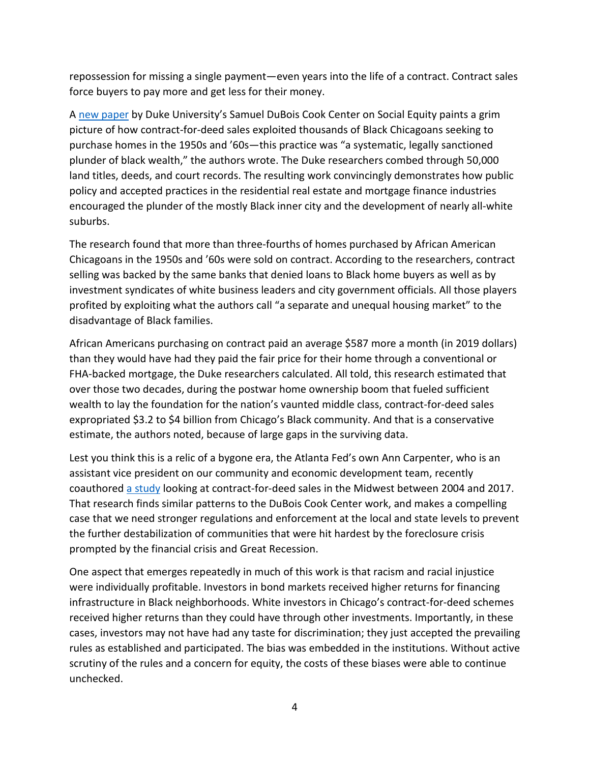repossession for missing a single payment—even years into the life of a contract. Contract sales force buyers to pay more and get less for their money.

A [new paper](#) by Duke University's Samuel DuBois Cook Center on Social Equity paints a grim picture of how contract-for-deed sales exploited thousands of Black Chicagoans seeking to purchase homes in the 1950s and '60s—this practice was "a systematic, legally sanctioned plunder of black wealth," the authors wrote. The Duke researchers combed through 50,000 land titles, deeds, and court records. The resulting work convincingly demonstrates how public policy and accepted practices in the residential real estate and mortgage finance industries encouraged the plunder of the mostly Black inner city and the development of nearly all-white suburbs.

The research found that more than three-fourths of homes purchased by African American Chicagoans in the 1950s and '60s were sold on contract. According to the researchers, contract selling was backed by the same banks that denied loans to Black home buyers as well as by investment syndicates of white business leaders and city government officials. All those players profited by exploiting what the authors call "a separate and unequal housing market" to the disadvantage of Black families.

African Americans purchasing on contract paid an average $587 more a month (in 2019 dollars) than they would have had they paid the fair price for their home through a conventional or FHA-backed mortgage, the Duke researchers calculated. All told, this research estimated that over those two decades, during the postwar home ownership boom that fueled sufficient wealth to lay the foundation for the nation's vaunted middle class, contract-for-deed sales expropriated $3.2 to $4 billion from Chicago's Black community. And that is a conservative estimate, the authors noted, because of large gaps in the surviving data.

Lest you think this is a relic of a bygone era, the Atlanta Fed's own Ann Carpenter, who is an assistant vice president on our community and economic development team, recently coauthored [a study](#) looking at contract-for-deed sales in the Midwest between 2004 and 2017. That research finds similar patterns to the DuBois Cook Center work, and makes a compelling case that we need stronger regulations and enforcement at the local and state levels to prevent the further destabilization of communities that were hit hardest by the foreclosure crisis prompted by the financial crisis and Great Recession.

One aspect that emerges repeatedly in much of this work is that racism and racial injustice were individually profitable. Investors in bond markets received higher returns for financing infrastructure in Black neighborhoods. White investors in Chicago's contract-for-deed schemes received higher returns than they could have through other investments. Importantly, in these cases, investors may not have had any taste for discrimination; they just accepted the prevailing rules as established and participated. The bias was embedded in the institutions. Without active scrutiny of the rules and a concern for equity, the costs of these biases were able to continue unchecked.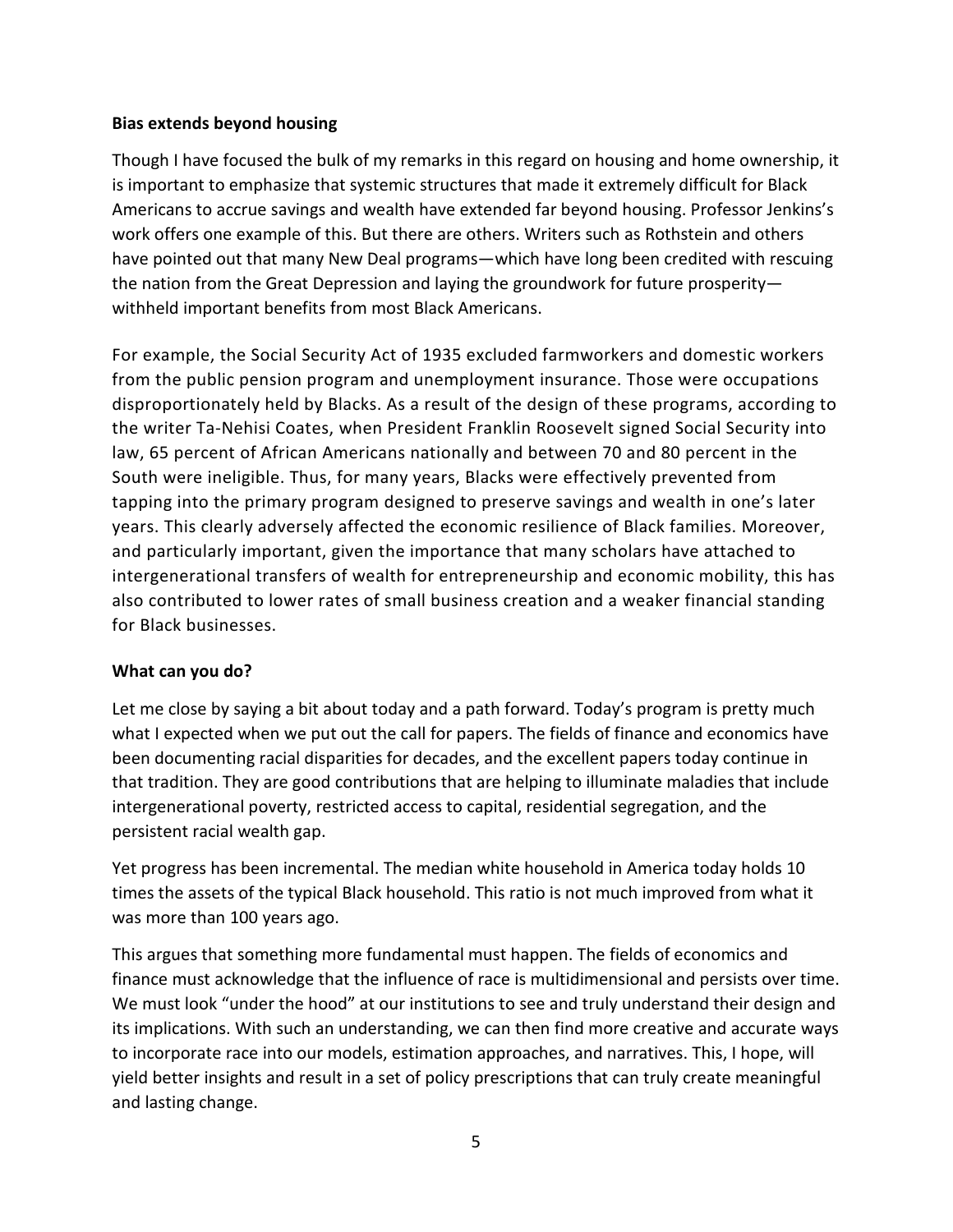**Bias extends beyond housing**

Though I have focused the bulk of my remarks in this regard on housing and home ownership, it is important to emphasize that systemic structures that made it extremely difficult for Black Americans to accrue savings and wealth have extended far beyond housing. Professor Jenkins's work offers one example of this. But there are others. Writers such as Rothstein and others have pointed out that many New Deal programs—which have long been credited with rescuing the nation from the Great Depression and laying the groundwork for future prosperity—withheld important benefits from most Black Americans.

For example, the Social Security Act of 1935 excluded farmworkers and domestic workers from the public pension program and unemployment insurance. Those were occupations disproportionately held by Blacks. As a result of the design of these programs, according to the writer Ta-Nehisi Coates, when President Franklin Roosevelt signed Social Security into law, 65 percent of African Americans nationally and between 70 and 80 percent in the South were ineligible. Thus, for many years, Blacks were effectively prevented from tapping into the primary program designed to preserve savings and wealth in one's later years. This clearly adversely affected the economic resilience of Black families. Moreover, and particularly important, given the importance that many scholars have attached to intergenerational transfers of wealth for entrepreneurship and economic mobility, this has also contributed to lower rates of small business creation and a weaker financial standing for Black businesses.

**What can you do?**

Let me close by saying a bit about today and a path forward. Today's program is pretty much what I expected when we put out the call for papers. The fields of finance and economics have been documenting racial disparities for decades, and the excellent papers today continue in that tradition. They are good contributions that are helping to illuminate maladies that include intergenerational poverty, restricted access to capital, residential segregation, and the persistent racial wealth gap.

Yet progress has been incremental. The median white household in America today holds 10 times the assets of the typical Black household. This ratio is not much improved from what it was more than 100 years ago.

This argues that something more fundamental must happen. The fields of economics and finance must acknowledge that the influence of race is multidimensional and persists over time. We must look "under the hood" at our institutions to see and truly understand their design and its implications. With such an understanding, we can then find more creative and accurate ways to incorporate race into our models, estimation approaches, and narratives. This, I hope, will yield better insights and result in a set of policy prescriptions that can truly create meaningful and lasting change.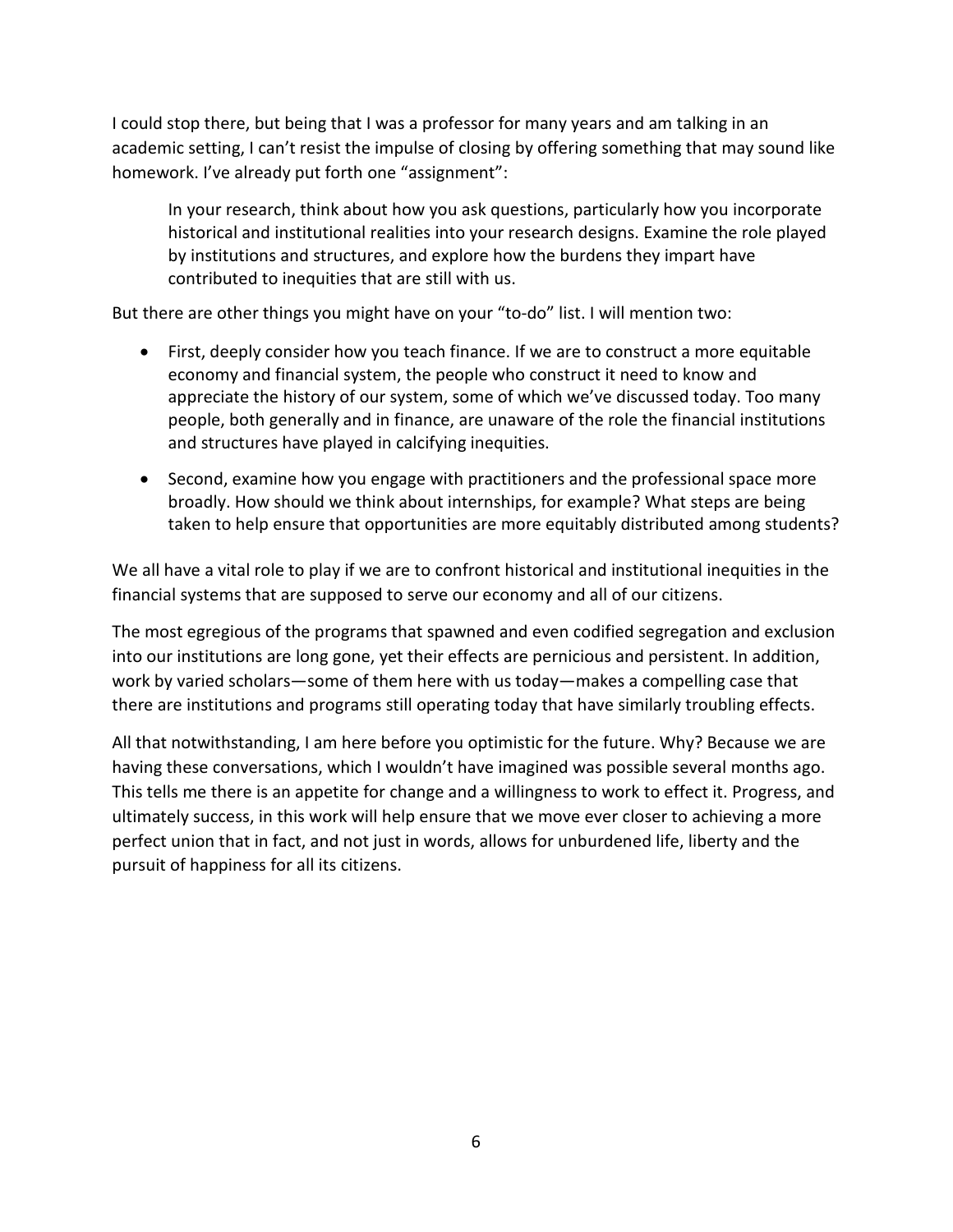I could stop there, but being that I was a professor for many years and am talking in an academic setting, I can't resist the impulse of closing by offering something that may sound like homework. I've already put forth one "assignment":

> In your research, think about how you ask questions, particularly how you incorporate historical and institutional realities into your research designs. Examine the role played by institutions and structures, and explore how the burdens they impart have contributed to inequities that are still with us.

But there are other things you might have on your "to-do" list. I will mention two:

- First, deeply consider how you teach finance. If we are to construct a more equitable economy and financial system, the people who construct it need to know and appreciate the history of our system, some of which we've discussed today. Too many people, both generally and in finance, are unaware of the role the financial institutions and structures have played in calcifying inequities.
- Second, examine how you engage with practitioners and the professional space more broadly. How should we think about internships, for example? What steps are being taken to help ensure that opportunities are more equitably distributed among students?

We all have a vital role to play if we are to confront historical and institutional inequities in the financial systems that are supposed to serve our economy and all of our citizens.

The most egregious of the programs that spawned and even codified segregation and exclusion into our institutions are long gone, yet their effects are pernicious and persistent. In addition, work by varied scholars—some of them here with us today—makes a compelling case that there are institutions and programs still operating today that have similarly troubling effects.

All that notwithstanding, I am here before you optimistic for the future. Why? Because we are having these conversations, which I wouldn't have imagined was possible several months ago. This tells me there is an appetite for change and a willingness to work to effect it. Progress, and ultimately success, in this work will help ensure that we move ever closer to achieving a more perfect union that in fact, and not just in words, allows for unburdened life, liberty and the pursuit of happiness for all its citizens.